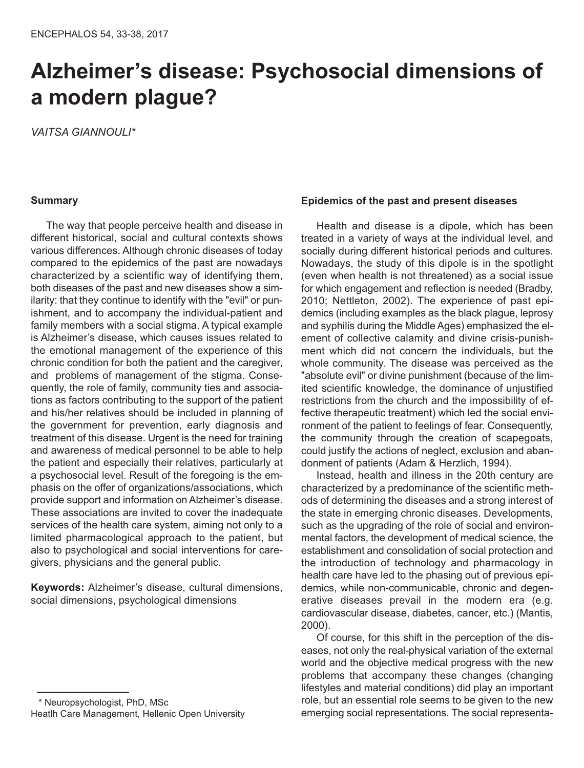# Alzheimer's disease: Psychosocial dimensions of a modern plague?

*VAITSA GIANNOULI**

## Summary

The way that people perceive health and disease in different historical, social and cultural contexts shows various differences. Although chronic diseases of today compared to the epidemics of the past are nowadays characterized by a scientific way of identifying them, both diseases of the past and new diseases show a similarity: that they continue to identify with the "evil" or punishment, and to accompany the individual-patient and family members with a social stigma. A typical example is Alzheimer's disease, which causes issues related to the emotional management of the experience of this chronic condition for both the patient and the caregiver, and problems of management of the stigma. Consequently, the role of family, community ties and associations as factors contributing to the support of the patient and his/her relatives should be included in planning of the government for prevention, early diagnosis and treatment of this disease. Urgent is the need for training and awareness of medical personnel to be able to help the patient and especially their relatives, particularly at a psychosocial level. Result of the foregoing is the emphasis on the offer of organizations/associations, which provide support and information on Alzheimer's disease. These associations are invited to cover the inadequate services of the health care system, aiming not only to a limited pharmacological approach to the patient, but also to psychological and social interventions for caregivers, physicians and the general public.

**Keywords:** Alzheimer's disease, cultural dimensions, social dimensions, psychological dimensions

\* Neuropsychologist, PhD, MSc
Heatlh Care Management, Hellenic Open University

## Epidemics of the past and present diseases

Health and disease is a dipole, which has been treated in a variety of ways at the individual level, and socially during different historical periods and cultures. Nowadays, the study of this dipole is in the spotlight (even when health is not threatened) as a social issue for which engagement and reflection is needed (Bradby, 2010; Nettleton, 2002). The experience of past epidemics (including examples as the black plague, leprosy and syphilis during the Middle Ages) emphasized the element of collective calamity and divine crisis-punishment which did not concern the individuals, but the whole community. The disease was perceived as the "absolute evil" or divine punishment (because of the limited scientific knowledge, the dominance of unjustified restrictions from the church and the impossibility of effective therapeutic treatment) which led the social environment of the patient to feelings of fear. Consequently, the community through the creation of scapegoats, could justify the actions of neglect, exclusion and abandonment of patients (Adam & Herzlich, 1994).

Instead, health and illness in the 20th century are characterized by a predominance of the scientific methods of determining the diseases and a strong interest of the state in emerging chronic diseases. Developments, such as the upgrading of the role of social and environmental factors, the development of medical science, the establishment and consolidation of social protection and the introduction of technology and pharmacology in health care have led to the phasing out of previous epidemics, while non-communicable, chronic and degenerative diseases prevail in the modern era (e.g. cardiovascular disease, diabetes, cancer, etc.) (Mantis, 2000).

Of course, for this shift in the perception of the diseases, not only the real-physical variation of the external world and the objective medical progress with the new problems that accompany these changes (changing lifestyles and material conditions) did play an important role, but an essential role seems to be given to the new emerging social representations. The social representa-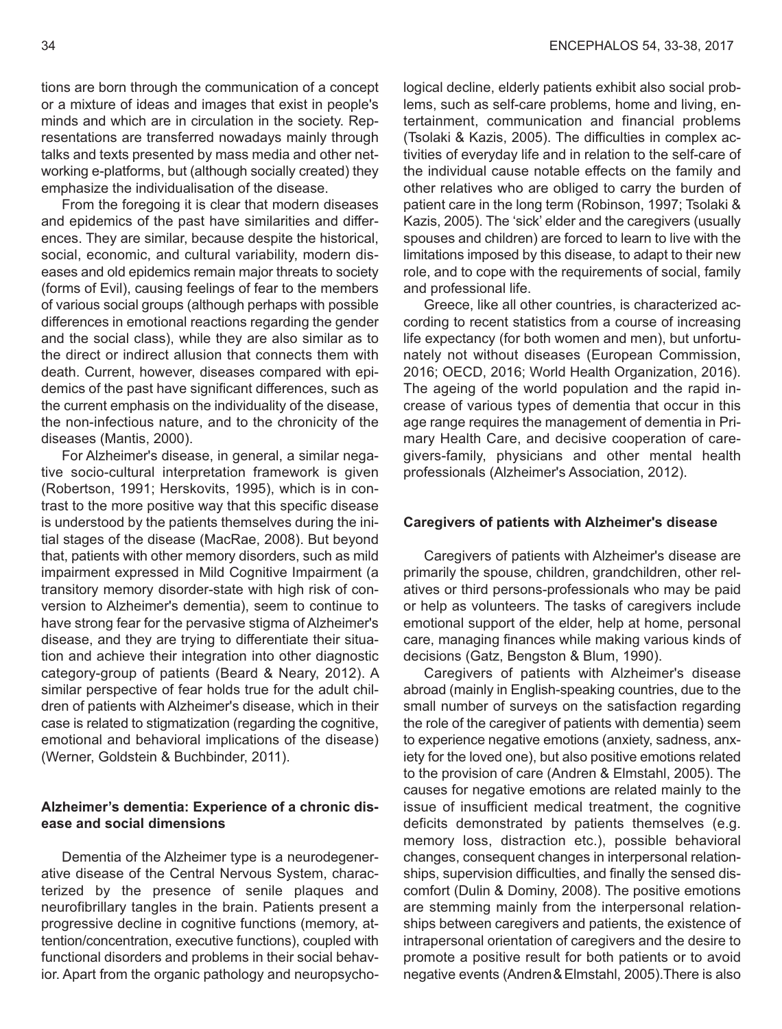tions are born through the communication of a concept or a mixture of ideas and images that exist in people's minds and which are in circulation in the society. Representations are transferred nowadays mainly through talks and texts presented by mass media and other networking e-platforms, but (although socially created) they emphasize the individualisation of the disease.

From the foregoing it is clear that modern diseases and epidemics of the past have similarities and differences. They are similar, because despite the historical, social, economic, and cultural variability, modern diseases and old epidemics remain major threats to society (forms of Evil), causing feelings of fear to the members of various social groups (although perhaps with possible differences in emotional reactions regarding the gender and the social class), while they are also similar as to the direct or indirect allusion that connects them with death. Current, however, diseases compared with epidemics of the past have significant differences, such as the current emphasis on the individuality of the disease, the non-infectious nature, and to the chronicity of the diseases (Mantis, 2000).

For Alzheimer's disease, in general, a similar negative socio-cultural interpretation framework is given (Robertson, 1991; Herskovits, 1995), which is in contrast to the more positive way that this specific disease is understood by the patients themselves during the initial stages of the disease (MacRae, 2008). But beyond that, patients with other memory disorders, such as mild impairment expressed in Mild Cognitive Impairment (a transitory memory disorder-state with high risk of conversion to Alzheimer's dementia), seem to continue to have strong fear for the pervasive stigma of Alzheimer's disease, and they are trying to differentiate their situation and achieve their integration into other diagnostic category-group of patients (Beard & Neary, 2012). A similar perspective of fear holds true for the adult children of patients with Alzheimer's disease, which in their case is related to stigmatization (regarding the cognitive, emotional and behavioral implications of the disease) (Werner, Goldstein & Buchbinder, 2011).

## Alzheimer's dementia: Experience of a chronic disease and social dimensions

Dementia of the Alzheimer type is a neurodegenerative disease of the Central Nervous System, characterized by the presence of senile plaques and neurofibrillary tangles in the brain. Patients present a progressive decline in cognitive functions (memory, attention/concentration, executive functions), coupled with functional disorders and problems in their social behavior. Apart from the organic pathology and neuropsychological decline, elderly patients exhibit also social problems, such as self-care problems, home and living, entertainment, communication and financial problems (Tsolaki & Kazis, 2005). The difficulties in complex activities of everyday life and in relation to the self-care of the individual cause notable effects on the family and other relatives who are obliged to carry the burden of patient care in the long term (Robinson, 1997; Tsolaki & Kazis, 2005). The 'sick' elder and the caregivers (usually spouses and children) are forced to learn to live with the limitations imposed by this disease, to adapt to their new role, and to cope with the requirements of social, family and professional life.

Greece, like all other countries, is characterized according to recent statistics from a course of increasing life expectancy (for both women and men), but unfortunately not without diseases (European Commission, 2016; OECD, 2016; World Health Organization, 2016). The ageing of the world population and the rapid increase of various types of dementia that occur in this age range requires the management of dementia in Primary Health Care, and decisive cooperation of caregivers-family, physicians and other mental health professionals (Alzheimer's Association, 2012).

## Caregivers of patients with Alzheimer's disease

Caregivers of patients with Alzheimer's disease are primarily the spouse, children, grandchildren, other relatives or third persons-professionals who may be paid or help as volunteers. The tasks of caregivers include emotional support of the elder, help at home, personal care, managing finances while making various kinds of decisions (Gatz, Bengston & Blum, 1990).

Caregivers of patients with Alzheimer's disease abroad (mainly in English-speaking countries, due to the small number of surveys on the satisfaction regarding the role of the caregiver of patients with dementia) seem to experience negative emotions (anxiety, sadness, anxiety for the loved one), but also positive emotions related to the provision of care (Andren & Elmstahl, 2005). The causes for negative emotions are related mainly to the issue of insufficient medical treatment, the cognitive deficits demonstrated by patients themselves (e.g. memory loss, distraction etc.), possible behavioral changes, consequent changes in interpersonal relationships, supervision difficulties, and finally the sensed discomfort (Dulin & Dominy, 2008). The positive emotions are stemming mainly from the interpersonal relationships between caregivers and patients, the existence of intrapersonal orientation of caregivers and the desire to promote a positive result for both patients or to avoid negative events (Andren & Elmstahl, 2005). There is also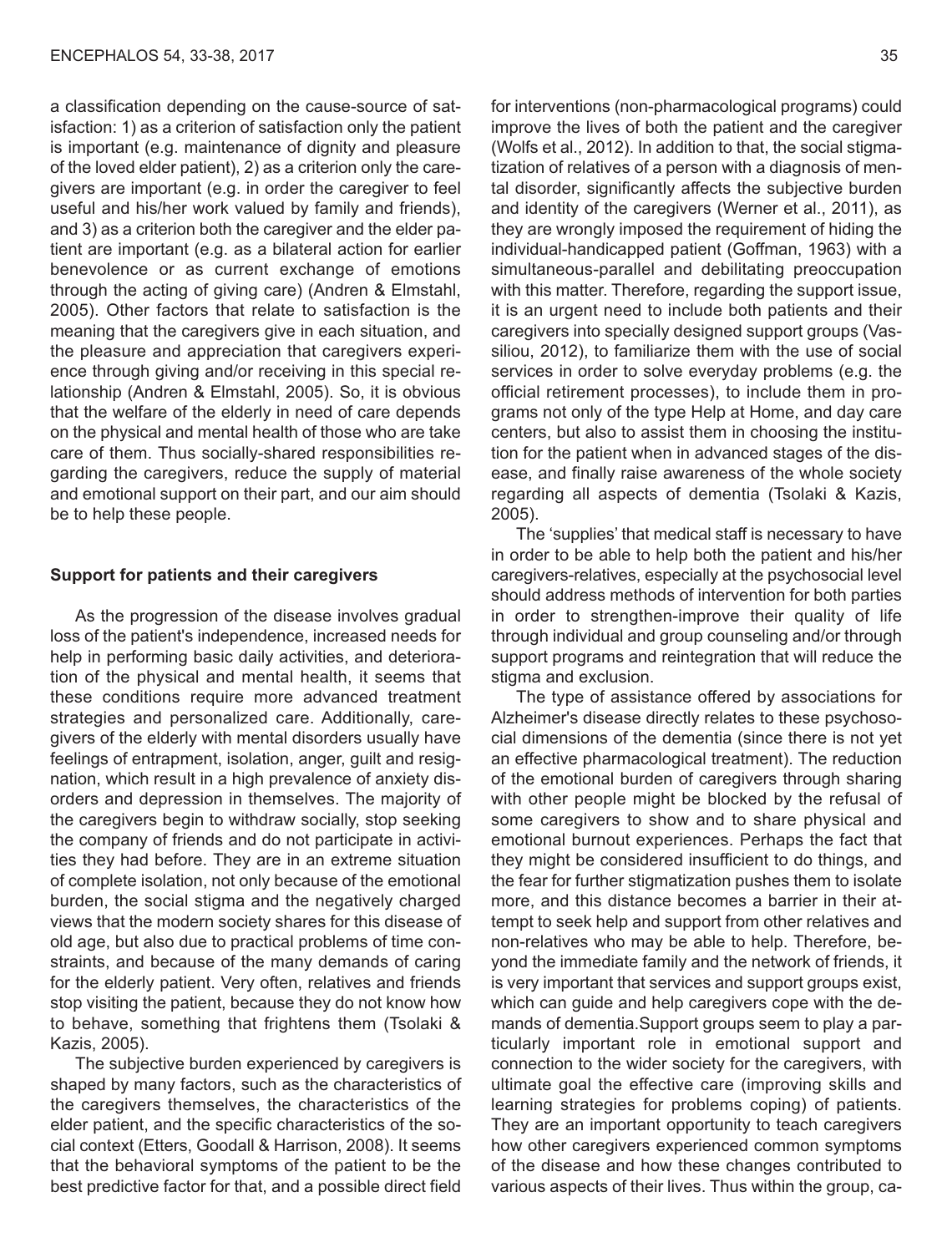a classification depending on the cause-source of satisfaction: 1) as a criterion of satisfaction only the patient is important (e.g. maintenance of dignity and pleasure of the loved elder patient), 2) as a criterion only the caregivers are important (e.g. in order the caregiver to feel useful and his/her work valued by family and friends), and 3) as a criterion both the caregiver and the elder patient are important (e.g. as a bilateral action for earlier benevolence or as current exchange of emotions through the acting of giving care) (Andren & Elmstahl, 2005). Other factors that relate to satisfaction is the meaning that the caregivers give in each situation, and the pleasure and appreciation that caregivers experience through giving and/or receiving in this special relationship (Andren & Elmstahl, 2005). So, it is obvious that the welfare of the elderly in need of care depends on the physical and mental health of those who are take care of them. Thus socially-shared responsibilities regarding the caregivers, reduce the supply of material and emotional support on their part, and our aim should be to help these people.

**Support for patients and their caregivers**

As the progression of the disease involves gradual loss of the patient's independence, increased needs for help in performing basic daily activities, and deterioration of the physical and mental health, it seems that these conditions require more advanced treatment strategies and personalized care. Additionally, caregivers of the elderly with mental disorders usually have feelings of entrapment, isolation, anger, guilt and resignation, which result in a high prevalence of anxiety disorders and depression in themselves. The majority of the caregivers begin to withdraw socially, stop seeking the company of friends and do not participate in activities they had before. They are in an extreme situation of complete isolation, not only because of the emotional burden, the social stigma and the negatively charged views that the modern society shares for this disease of old age, but also due to practical problems of time constraints, and because of the many demands of caring for the elderly patient. Very often, relatives and friends stop visiting the patient, because they do not know how to behave, something that frightens them (Tsolaki & Kazis, 2005).

The subjective burden experienced by caregivers is shaped by many factors, such as the characteristics of the caregivers themselves, the characteristics of the elder patient, and the specific characteristics of the social context (Etters, Goodall & Harrison, 2008). It seems that the behavioral symptoms of the patient to be the best predictive factor for that, and a possible direct field for interventions (non-pharmacological programs) could improve the lives of both the patient and the caregiver (Wolfs et al., 2012). In addition to that, the social stigmatization of relatives of a person with a diagnosis of mental disorder, significantly affects the subjective burden and identity of the caregivers (Werner et al., 2011), as they are wrongly imposed the requirement of hiding the individual-handicapped patient (Goffman, 1963) with a simultaneous-parallel and debilitating preoccupation with this matter. Therefore, regarding the support issue, it is an urgent need to include both patients and their caregivers into specially designed support groups (Vassiliou, 2012), to familiarize them with the use of social services in order to solve everyday problems (e.g. the official retirement processes), to include them in programs not only of the type Help at Home, and day care centers, but also to assist them in choosing the institution for the patient when in advanced stages of the disease, and finally raise awareness of the whole society regarding all aspects of dementia (Tsolaki & Kazis, 2005).

The 'supplies' that medical staff is necessary to have in order to be able to help both the patient and his/her caregivers-relatives, especially at the psychosocial level should address methods of intervention for both parties in order to strengthen-improve their quality of life through individual and group counseling and/or through support programs and reintegration that will reduce the stigma and exclusion.

The type of assistance offered by associations for Alzheimer's disease directly relates to these psychosocial dimensions of the dementia (since there is not yet an effective pharmacological treatment). The reduction of the emotional burden of caregivers through sharing with other people might be blocked by the refusal of some caregivers to show and to share physical and emotional burnout experiences. Perhaps the fact that they might be considered insufficient to do things, and the fear for further stigmatization pushes them to isolate more, and this distance becomes a barrier in their attempt to seek help and support from other relatives and non-relatives who may be able to help. Therefore, beyond the immediate family and the network of friends, it is very important that services and support groups exist, which can guide and help caregivers cope with the demands of dementia.Support groups seem to play a particularly important role in emotional support and connection to the wider society for the caregivers, with ultimate goal the effective care (improving skills and learning strategies for problems coping) of patients. They are an important opportunity to teach caregivers how other caregivers experienced common symptoms of the disease and how these changes contributed to various aspects of their lives. Thus within the group, ca-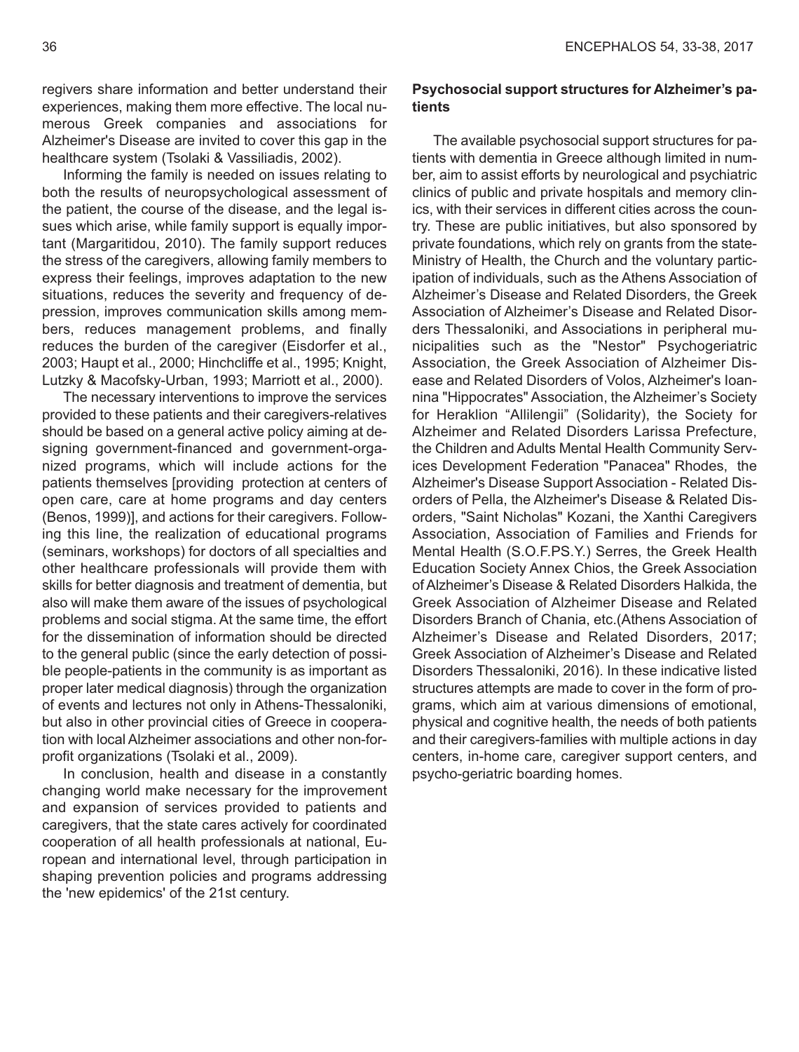regivers share information and better understand their experiences, making them more effective. The local numerous Greek companies and associations for Alzheimer's Disease are invited to cover this gap in the healthcare system (Tsolaki & Vassiliadis, 2002).

Informing the family is needed on issues relating to both the results of neuropsychological assessment of the patient, the course of the disease, and the legal issues which arise, while family support is equally important (Margaritidou, 2010). The family support reduces the stress of the caregivers, allowing family members to express their feelings, improves adaptation to the new situations, reduces the severity and frequency of depression, improves communication skills among members, reduces management problems, and finally reduces the burden of the caregiver (Eisdorfer et al., 2003; Haupt et al., 2000; Hinchcliffe et al., 1995; Knight, Lutzky & Macofsky-Urban, 1993; Marriott et al., 2000).

The necessary interventions to improve the services provided to these patients and their caregivers-relatives should be based on a general active policy aiming at designing government-financed and government-organized programs, which will include actions for the patients themselves [providing protection at centers of open care, care at home programs and day centers (Benos, 1999)], and actions for their caregivers. Following this line, the realization of educational programs (seminars, workshops) for doctors of all specialties and other healthcare professionals will provide them with skills for better diagnosis and treatment of dementia, but also will make them aware of the issues of psychological problems and social stigma. At the same time, the effort for the dissemination of information should be directed to the general public (since the early detection of possible people-patients in the community is as important as proper later medical diagnosis) through the organization of events and lectures not only in Athens-Thessaloniki, but also in other provincial cities of Greece in cooperation with local Alzheimer associations and other non-for-profit organizations (Tsolaki et al., 2009).

In conclusion, health and disease in a constantly changing world make necessary for the improvement and expansion of services provided to patients and caregivers, that the state cares actively for coordinated cooperation of all health professionals at national, European and international level, through participation in shaping prevention policies and programs addressing the 'new epidemics' of the 21st century.

**Psychosocial support structures for Alzheimer's patients**

The available psychosocial support structures for patients with dementia in Greece although limited in number, aim to assist efforts by neurological and psychiatric clinics of public and private hospitals and memory clinics, with their services in different cities across the country. These are public initiatives, but also sponsored by private foundations, which rely on grants from the state-Ministry of Health, the Church and the voluntary participation of individuals, such as the Athens Association of Alzheimer's Disease and Related Disorders, the Greek Association of Alzheimer's Disease and Related Disorders Thessaloniki, and Associations in peripheral municipalities such as the "Nestor" Psychogeriatric Association, the Greek Association of Alzheimer Disease and Related Disorders of Volos, Alzheimer's Ioannina "Hippocrates" Association, the Alzheimer's Society for Heraklion "Allilengii" (Solidarity), the Society for Alzheimer and Related Disorders Larissa Prefecture, the Children and Adults Mental Health Community Services Development Federation "Panacea" Rhodes, the Alzheimer's Disease Support Association - Related Disorders of Pella, the Alzheimer's Disease & Related Disorders, "Saint Nicholas" Kozani, the Xanthi Caregivers Association, Association of Families and Friends for Mental Health (S.O.F.PS.Y.) Serres, the Greek Health Education Society Annex Chios, the Greek Association of Alzheimer's Disease & Related Disorders Halkida, the Greek Association of Alzheimer Disease and Related Disorders Branch of Chania, etc.(Athens Association of Alzheimer's Disease and Related Disorders, 2017; Greek Association of Alzheimer's Disease and Related Disorders Thessaloniki, 2016). In these indicative listed structures attempts are made to cover in the form of programs, which aim at various dimensions of emotional, physical and cognitive health, the needs of both patients and their caregivers-families with multiple actions in day centers, in-home care, caregiver support centers, and psycho-geriatric boarding homes.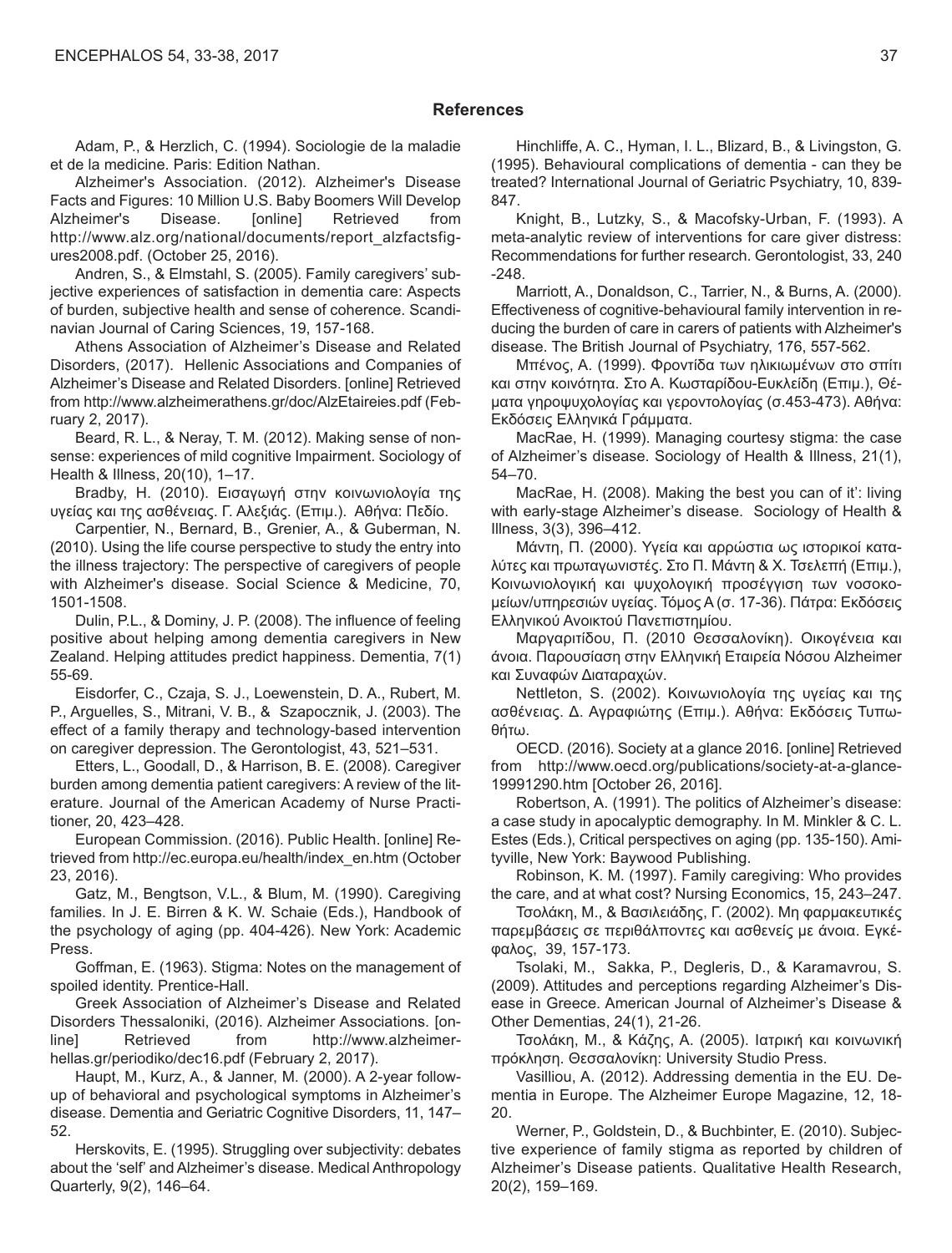## References

Adam, P., & Herzlich, C. (1994). Sociologie de la maladie et de la medicine. Paris: Edition Nathan.

Alzheimer's Association. (2012). Alzheimer's Disease Facts and Figures: 10 Million U.S. Baby Boomers Will Develop Alzheimer's Disease. [online] Retrieved from http://www.alz.org/national/documents/report_alzfactsfigures2008.pdf. (October 25, 2016).

Andren, S., & Elmstahl, S. (2005). Family caregivers' subjective experiences of satisfaction in dementia care: Aspects of burden, subjective health and sense of coherence. Scandinavian Journal of Caring Sciences, 19, 157-168.

Athens Association of Alzheimer's Disease and Related Disorders, (2017). Hellenic Associations and Companies of Alzheimer's Disease and Related Disorders. [online] Retrieved from http://www.alzheimerathens.gr/doc/AlzEtaireies.pdf (February 2, 2017).

Beard, R. L., & Neray, T. M. (2012). Making sense of nonsense: experiences of mild cognitive Impairment. Sociology of Health & Illness, 20(10), 1–17.

Bradby, H. (2010). Εισαγωγή στην κοινωνιολογία της υγείας και της ασθένειας. Γ. Αλεξιάς. (Επιμ.). Αθήνα: Πεδίο.

Carpentier, N., Bernard, B., Grenier, A., & Guberman, N. (2010). Using the life course perspective to study the entry into the illness trajectory: The perspective of caregivers of people with Alzheimer's disease. Social Science & Medicine, 70, 1501-1508.

Dulin, P.L., & Dominy, J. P. (2008). The influence of feeling positive about helping among dementia caregivers in New Zealand. Helping attitudes predict happiness. Dementia, 7(1) 55-69.

Eisdorfer, C., Czaja, S. J., Loewenstein, D. A., Rubert, M. P., Arguelles, S., Mitrani, V. B., & Szapocznik, J. (2003). The effect of a family therapy and technology-based intervention on caregiver depression. The Gerontologist, 43, 521–531.

Etters, L., Goodall, D., & Harrison, B. E. (2008). Caregiver burden among dementia patient caregivers: A review of the literature. Journal of the American Academy of Nurse Practitioner, 20, 423–428.

European Commission. (2016). Public Health. [online] Retrieved from http://ec.europa.eu/health/index_en.htm (October 23, 2016).

Gatz, M., Bengtson, V.L., & Blum, M. (1990). Caregiving families. In J. E. Birren & K. W. Schaie (Eds.), Handbook of the psychology of aging (pp. 404-426). New York: Academic Press.

Goffman, E. (1963). Stigma: Notes on the management of spoiled identity. Prentice-Hall.

Greek Association of Alzheimer's Disease and Related Disorders Thessaloniki, (2016). Alzheimer Associations. [online] Retrieved from http://www.alzheimer-hellas.gr/periodiko/dec16.pdf (February 2, 2017).

Haupt, M., Kurz, A., & Janner, M. (2000). A 2-year follow-up of behavioral and psychological symptoms in Alzheimer's disease. Dementia and Geriatric Cognitive Disorders, 11, 147–52.

Herskovits, E. (1995). Struggling over subjectivity: debates about the 'self' and Alzheimer's disease. Medical Anthropology Quarterly, 9(2), 146–64.

Hinchliffe, A. C., Hyman, I. L., Blizard, B., & Livingston, G. (1995). Behavioural complications of dementia - can they be treated? International Journal of Geriatric Psychiatry, 10, 839-847.

Knight, B., Lutzky, S., & Macofsky-Urban, F. (1993). A meta-analytic review of interventions for care giver distress: Recommendations for further research. Gerontologist, 33, 240 -248.

Marriott, A., Donaldson, C., Tarrier, N., & Burns, A. (2000). Effectiveness of cognitive-behavioural family intervention in reducing the burden of care in carers of patients with Alzheimer's disease. The British Journal of Psychiatry, 176, 557-562.

Μπένος, Α. (1999). Φροντίδα των ηλικιωμένων στο σπίτι και στην κοινότητα. Στο Α. Κωσταρίδου-Ευκλείδη (Επιμ.), Θέματα γηροψυχολογίας και γεροντολογίας (σ.453-473). Αθήνα: Εκδόσεις Ελληνικά Γράμματα.

MacRae, H. (1999). Managing courtesy stigma: the case of Alzheimer's disease. Sociology of Health & Illness, 21(1), 54–70.

MacRae, H. (2008). Making the best you can of it': living with early-stage Alzheimer's disease. Sociology of Health & Illness, 3(3), 396–412.

Μάντη, Π. (2000). Υγεία και αρρώστια ως ιστορικοί καταλύτες και πρωταγωνιστές. Στο Π. Μάντη & Χ. Τσελεπή (Επιμ.), Κοινωνιολογική και ψυχολογική προσέγγιση των νοσοκομείων/υπηρεσιών υγείας. Τόμος Α (σ. 17-36). Πάτρα: Εκδόσεις Ελληνικού Ανοικτού Πανεπιστημίου.

Μαργαριτίδου, Π. (2010 Θεσσαλονίκη). Οικογένεια και άνοια. Παρουσίαση στην Ελληνική Εταιρεία Νόσου Alzheimer και Συναφών Διαταραχών.

Nettleton, S. (2002). Κοινωνιολογία της υγείας και της ασθένειας. Δ. Αγραφιώτης (Επιμ.). Αθήνα: Εκδόσεις Τυπωθήτω.

OECD. (2016). Society at a glance 2016. [online] Retrieved from http://www.oecd.org/publications/society-at-a-glance-19991290.htm [October 26, 2016].

Robertson, A. (1991). The politics of Alzheimer's disease: a case study in apocalyptic demography. In M. Minkler & C. L. Estes (Eds.), Critical perspectives on aging (pp. 135-150). Amityville, New York: Baywood Publishing.

Robinson, K. M. (1997). Family caregiving: Who provides the care, and at what cost? Nursing Economics, 15, 243–247.

Τσολάκη, Μ., & Βασιλειάδης, Γ. (2002). Μη φαρμακευτικές παρεμβάσεις σε περιθάλποντες και ασθενείς με άνοια. Εγκέφαλος, 39, 157-173.

Tsolaki, M., Sakka, P., Degleris, D., & Karamavrou, S. (2009). Attitudes and perceptions regarding Alzheimer's Disease in Greece. American Journal of Alzheimer's Disease & Other Dementias, 24(1), 21-26.

Τσολάκη, Μ., & Κάζης, Α. (2005). Ιατρική και κοινωνική πρόκληση. Θεσσαλονίκη: University Studio Press.

Vasilliou, A. (2012). Addressing dementia in the EU. Dementia in Europe. The Alzheimer Europe Magazine, 12, 18-20.

Werner, P., Goldstein, D., & Buchbinter, E. (2010). Subjective experience of family stigma as reported by children of Alzheimer's Disease patients. Qualitative Health Research, 20(2), 159–169.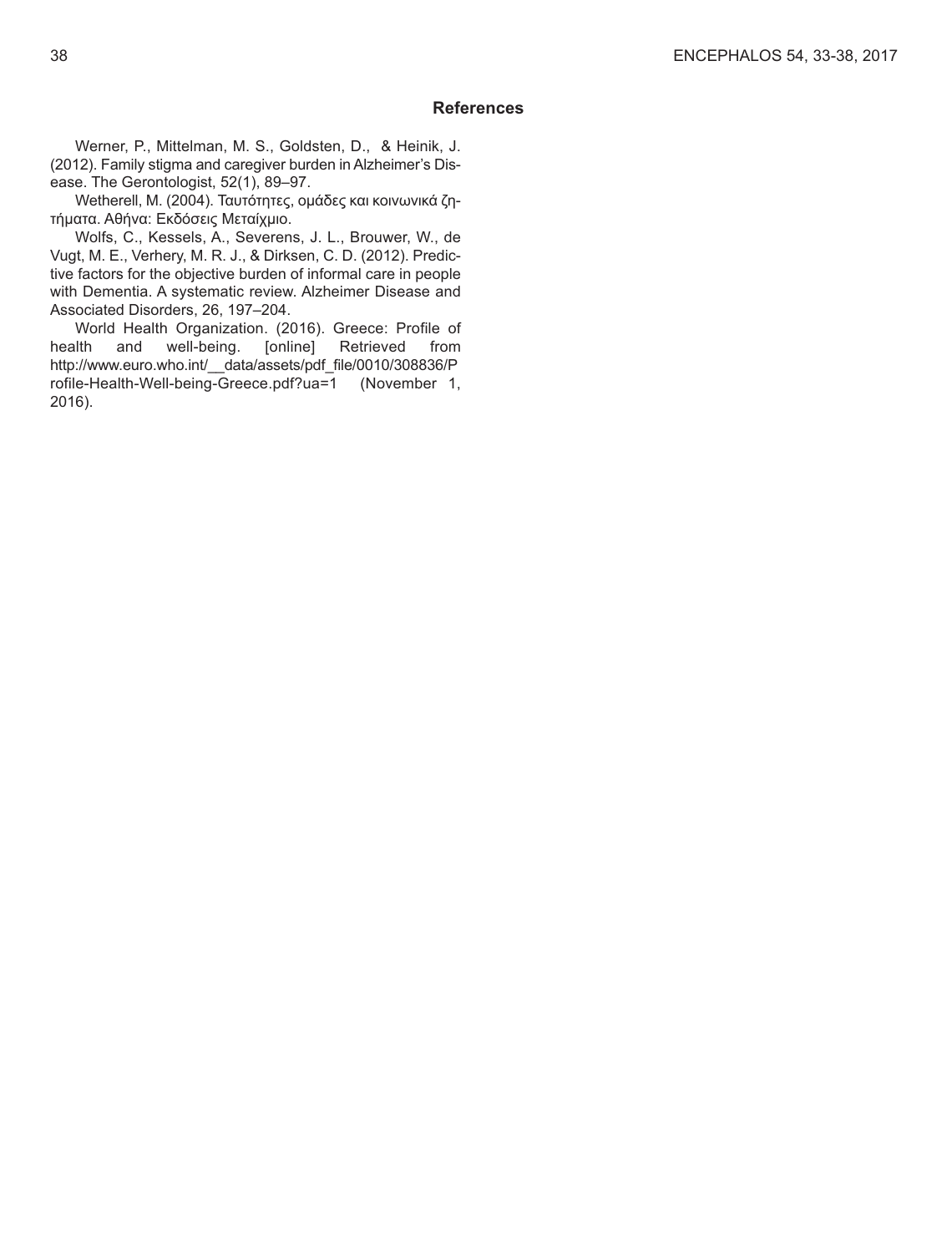## References

Werner, P., Mittelman, M. S., Goldsten, D., & Heinik, J. (2012). Family stigma and caregiver burden in Alzheimer's Disease. The Gerontologist, 52(1), 89–97.

Wetherell, M. (2004). Ταυτότητες, ομάδες και κοινωνικά ζητήματα. Αθήνα: Εκδόσεις Μεταίχμιο.

Wolfs, C., Kessels, A., Severens, J. L., Brouwer, W., de Vugt, M. E., Verhery, M. R. J., & Dirksen, C. D. (2012). Predictive factors for the objective burden of informal care in people with Dementia. A systematic review. Alzheimer Disease and Associated Disorders, 26, 197–204.

World Health Organization. (2016). Greece: Profile of health and well-being. [online] Retrieved from http://www.euro.who.int/__data/assets/pdf_file/0010/308836/Profile-Health-Well-being-Greece.pdf?ua=1 (November 1, 2016).